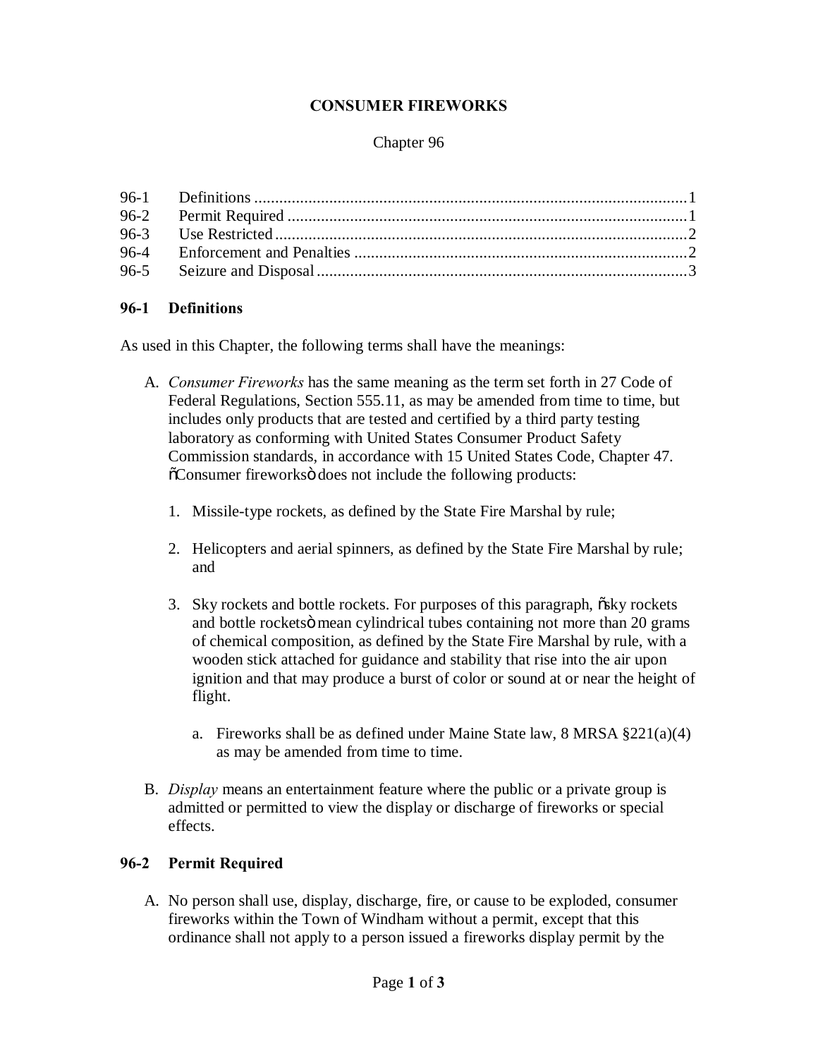# CONSUMER FIREWORKS

Chapter 96

| | | |
|---|---|---|
| 96-1 | Definitions | 1 |
| 96-2 | Permit Required | 1 |
| 96-3 | Use Restricted | 2 |
| 96-4 | Enforcement and Penalties | 2 |
| 96-5 | Seizure and Disposal | 3 |

## 96-1 Definitions

As used in this Chapter, the following terms shall have the meanings:

A. *Consumer Fireworks* has the same meaning as the term set forth in 27 Code of Federal Regulations, Section 555.11, as may be amended from time to time, but includes only products that are tested and certified by a third party testing laboratory as conforming with United States Consumer Product Safety Commission standards, in accordance with 15 United States Code, Chapter 47. õConsumer fireworksö does not include the following products:

   1. Missile-type rockets, as defined by the State Fire Marshal by rule;

   2. Helicopters and aerial spinners, as defined by the State Fire Marshal by rule; and

   3. Sky rockets and bottle rockets. For purposes of this paragraph, õsky rockets and bottle rocketsö mean cylindrical tubes containing not more than 20 grams of chemical composition, as defined by the State Fire Marshal by rule, with a wooden stick attached for guidance and stability that rise into the air upon ignition and that may produce a burst of color or sound at or near the height of flight.

      a. Fireworks shall be as defined under Maine State law, 8 MRSA §221(a)(4) as may be amended from time to time.

B. *Display* means an entertainment feature where the public or a private group is admitted or permitted to view the display or discharge of fireworks or special effects.

## 96-2 Permit Required

A. No person shall use, display, discharge, fire, or cause to be exploded, consumer fireworks within the Town of Windham without a permit, except that this ordinance shall not apply to a person issued a fireworks display permit by the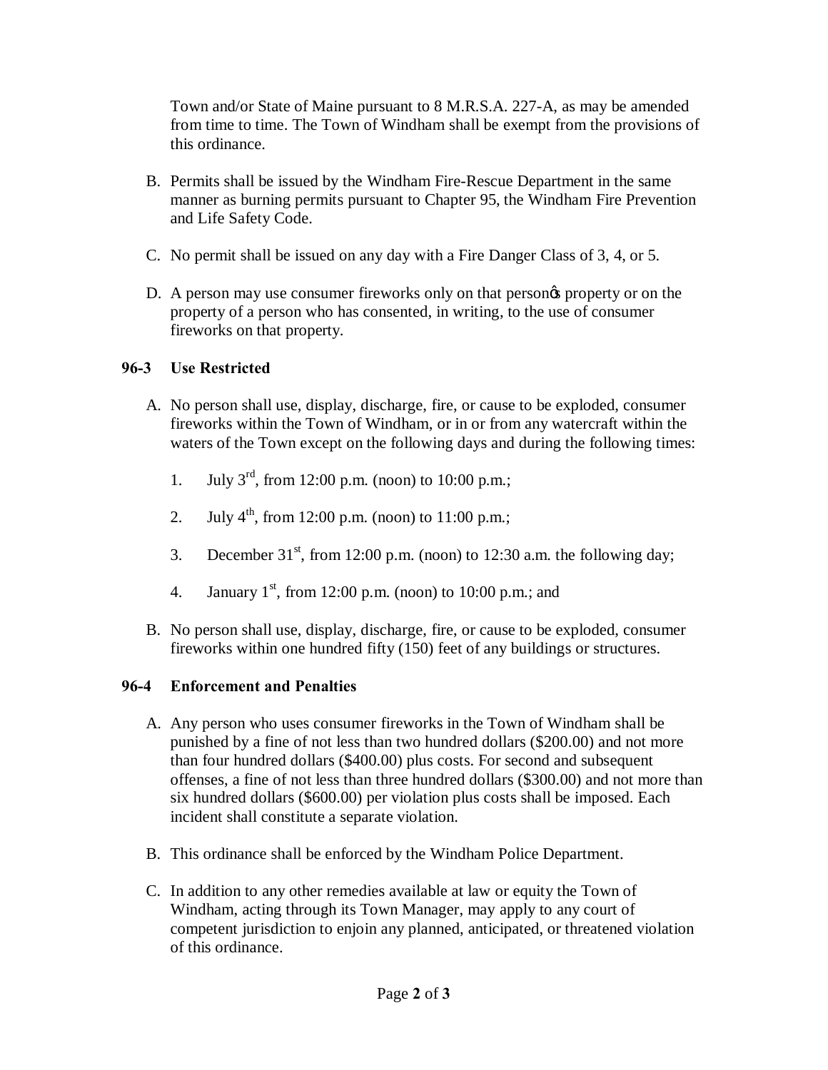Town and/or State of Maine pursuant to 8 M.R.S.A. 227-A, as may be amended from time to time. The Town of Windham shall be exempt from the provisions of this ordinance.

B. Permits shall be issued by the Windham Fire-Rescue Department in the same manner as burning permits pursuant to Chapter 95, the Windham Fire Prevention and Life Safety Code.

C. No permit shall be issued on any day with a Fire Danger Class of 3, 4, or 5.

D. A person may use consumer fireworks only on that person's property or on the property of a person who has consented, in writing, to the use of consumer fireworks on that property.

## 96-3 Use Restricted

A. No person shall use, display, discharge, fire, or cause to be exploded, consumer fireworks within the Town of Windham, or in or from any watercraft within the waters of the Town except on the following days and during the following times:

1. July 3rd, from 12:00 p.m. (noon) to 10:00 p.m.;
2. July 4th, from 12:00 p.m. (noon) to 11:00 p.m.;
3. December 31st, from 12:00 p.m. (noon) to 12:30 a.m. the following day;
4. January 1st, from 12:00 p.m. (noon) to 10:00 p.m.; and

B. No person shall use, display, discharge, fire, or cause to be exploded, consumer fireworks within one hundred fifty (150) feet of any buildings or structures.

## 96-4 Enforcement and Penalties

A. Any person who uses consumer fireworks in the Town of Windham shall be punished by a fine of not less than two hundred dollars ($200.00) and not more than four hundred dollars ($400.00) plus costs. For second and subsequent offenses, a fine of not less than three hundred dollars ($300.00) and not more than six hundred dollars ($600.00) per violation plus costs shall be imposed. Each incident shall constitute a separate violation.

B. This ordinance shall be enforced by the Windham Police Department.

C. In addition to any other remedies available at law or equity the Town of Windham, acting through its Town Manager, may apply to any court of competent jurisdiction to enjoin any planned, anticipated, or threatened violation of this ordinance.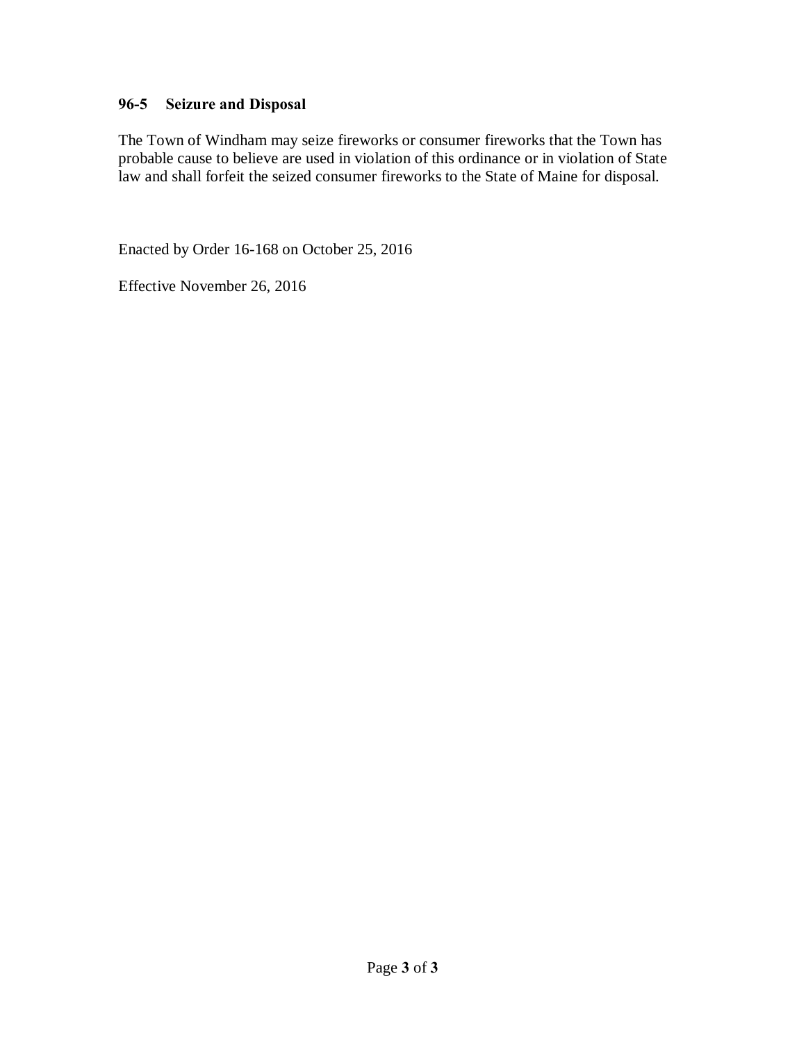### 96-5 Seizure and Disposal

The Town of Windham may seize fireworks or consumer fireworks that the Town has probable cause to believe are used in violation of this ordinance or in violation of State law and shall forfeit the seized consumer fireworks to the State of Maine for disposal.

Enacted by Order 16-168 on October 25, 2016

Effective November 26, 2016